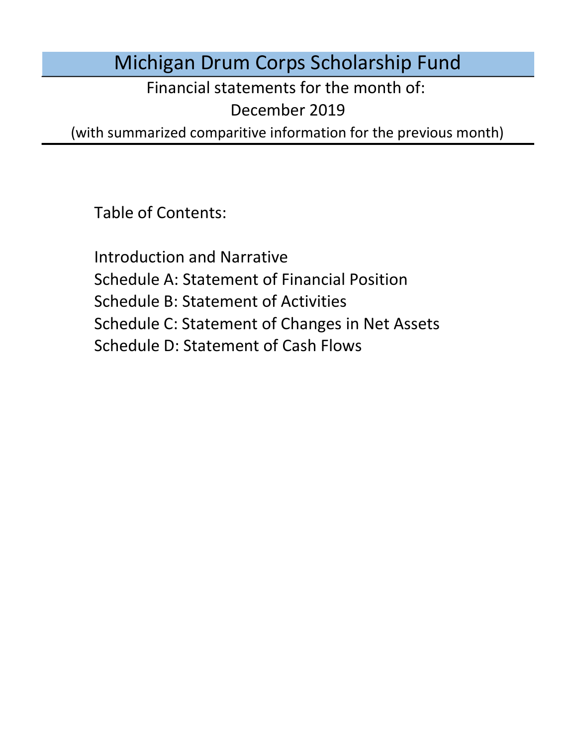# Michigan Drum Corps Scholarship Fund

Financial statements for the month of:

December 2019

(with summarized comparitive information for the previous month)

Table of Contents:

Introduction and Narrative

Schedule A: Statement of Financial Position

Schedule B: Statement of Activities

Schedule C: Statement of Changes in Net Assets

Schedule D: Statement of Cash Flows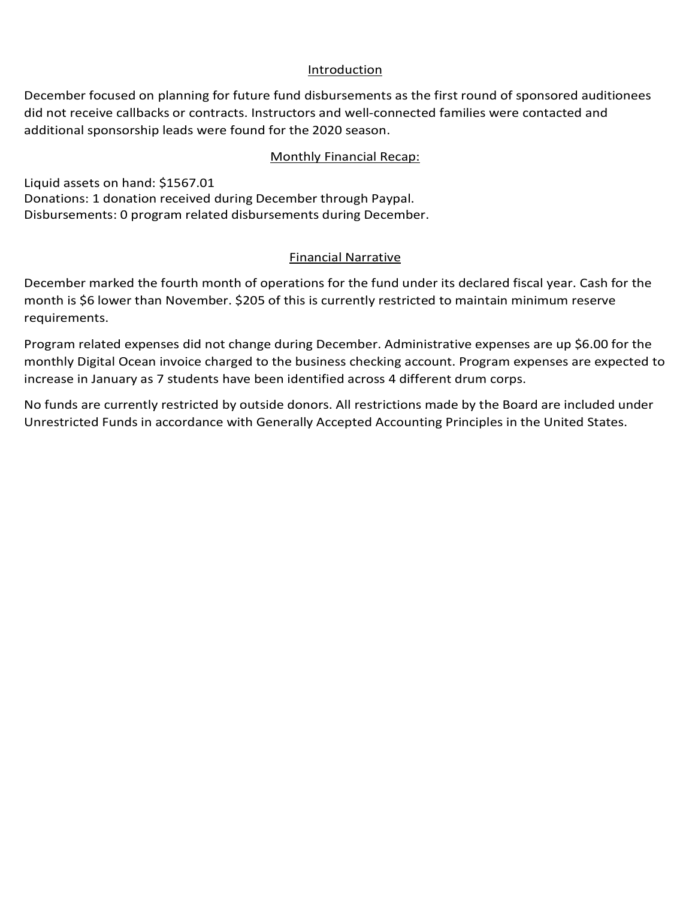## Introduction

December focused on planning for future fund disbursements as the first round of sponsored auditionees did not receive callbacks or contracts. Instructors and well-connected families were contacted and additional sponsorship leads were found for the 2020 season.

## Monthly Financial Recap:

Liquid assets on hand: $1567.01
Donations: 1 donation received during December through Paypal.
Disbursements: 0 program related disbursements during December.

## Financial Narrative

December marked the fourth month of operations for the fund under its declared fiscal year. Cash for the month is $6 lower than November. $205 of this is currently restricted to maintain minimum reserve requirements.

Program related expenses did not change during December. Administrative expenses are up $6.00 for the monthly Digital Ocean invoice charged to the business checking account. Program expenses are expected to increase in January as 7 students have been identified across 4 different drum corps.

No funds are currently restricted by outside donors. All restrictions made by the Board are included under Unrestricted Funds in accordance with Generally Accepted Accounting Principles in the United States.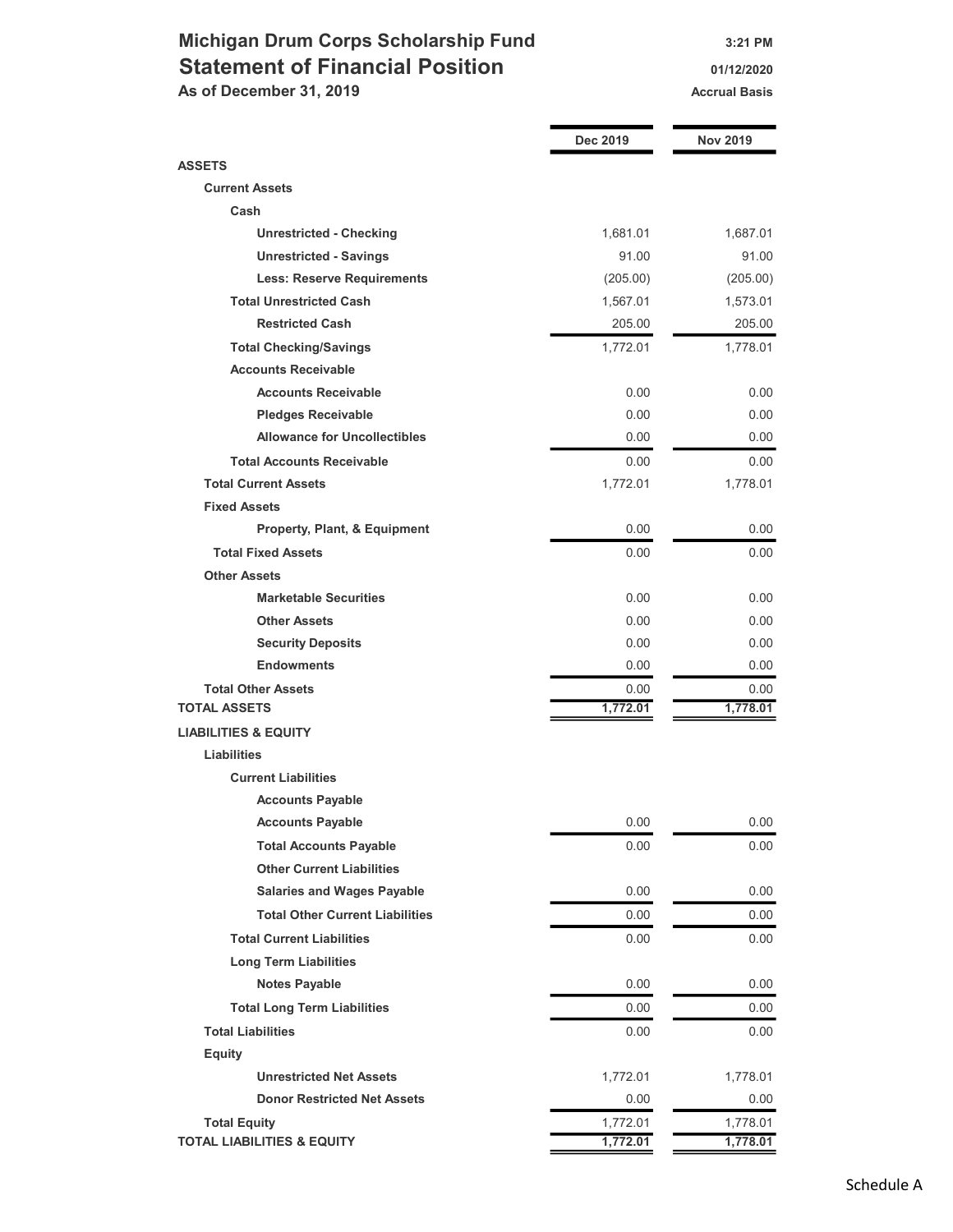# Michigan Drum Corps Scholarship Fund

## Statement of Financial Position

**As of December 31, 2019**

3:21 PM
01/12/2020
Accrual Basis

| | Dec 2019 | Nov 2019 |
|---|---|---|
| **ASSETS** | | |
| **Current Assets** | | |
| **Cash** | | |
| **Unrestricted - Checking** | 1,681.01 | 1,687.01 |
| **Unrestricted - Savings** | 91.00 | 91.00 |
| **Less: Reserve Requirements** | (205.00) | (205.00) |
| **Total Unrestricted Cash** | 1,567.01 | 1,573.01 |
| **Restricted Cash** | 205.00 | 205.00 |
| **Total Checking/Savings** | 1,772.01 | 1,778.01 |
| **Accounts Receivable** | | |
| **Accounts Receivable** | 0.00 | 0.00 |
| **Pledges Receivable** | 0.00 | 0.00 |
| **Allowance for Uncollectibles** | 0.00 | 0.00 |
| **Total Accounts Receivable** | 0.00 | 0.00 |
| **Total Current Assets** | 1,772.01 | 1,778.01 |
| **Fixed Assets** | | |
| **Property, Plant, & Equipment** | 0.00 | 0.00 |
| **Total Fixed Assets** | 0.00 | 0.00 |
| **Other Assets** | | |
| **Marketable Securities** | 0.00 | 0.00 |
| **Other Assets** | 0.00 | 0.00 |
| **Security Deposits** | 0.00 | 0.00 |
| **Endowments** | 0.00 | 0.00 |
| **Total Other Assets** | 0.00 | 0.00 |
| **TOTAL ASSETS** | **1,772.01** | **1,778.01** |
| **LIABILITIES & EQUITY** | | |
| **Liabilities** | | |
| **Current Liabilities** | | |
| **Accounts Payable** | | |
| **Accounts Payable** | 0.00 | 0.00 |
| **Total Accounts Payable** | 0.00 | 0.00 |
| **Other Current Liabilities** | | |
| **Salaries and Wages Payable** | 0.00 | 0.00 |
| **Total Other Current Liabilities** | 0.00 | 0.00 |
| **Total Current Liabilities** | 0.00 | 0.00 |
| **Long Term Liabilities** | | |
| **Notes Payable** | 0.00 | 0.00 |
| **Total Long Term Liabilities** | 0.00 | 0.00 |
| **Total Liabilities** | 0.00 | 0.00 |
| **Equity** | | |
| **Unrestricted Net Assets** | 1,772.01 | 1,778.01 |
| **Donor Restricted Net Assets** | 0.00 | 0.00 |
| **Total Equity** | 1,772.01 | 1,778.01 |
| **TOTAL LIABILITIES & EQUITY** | **1,772.01** | **1,778.01** |

Schedule A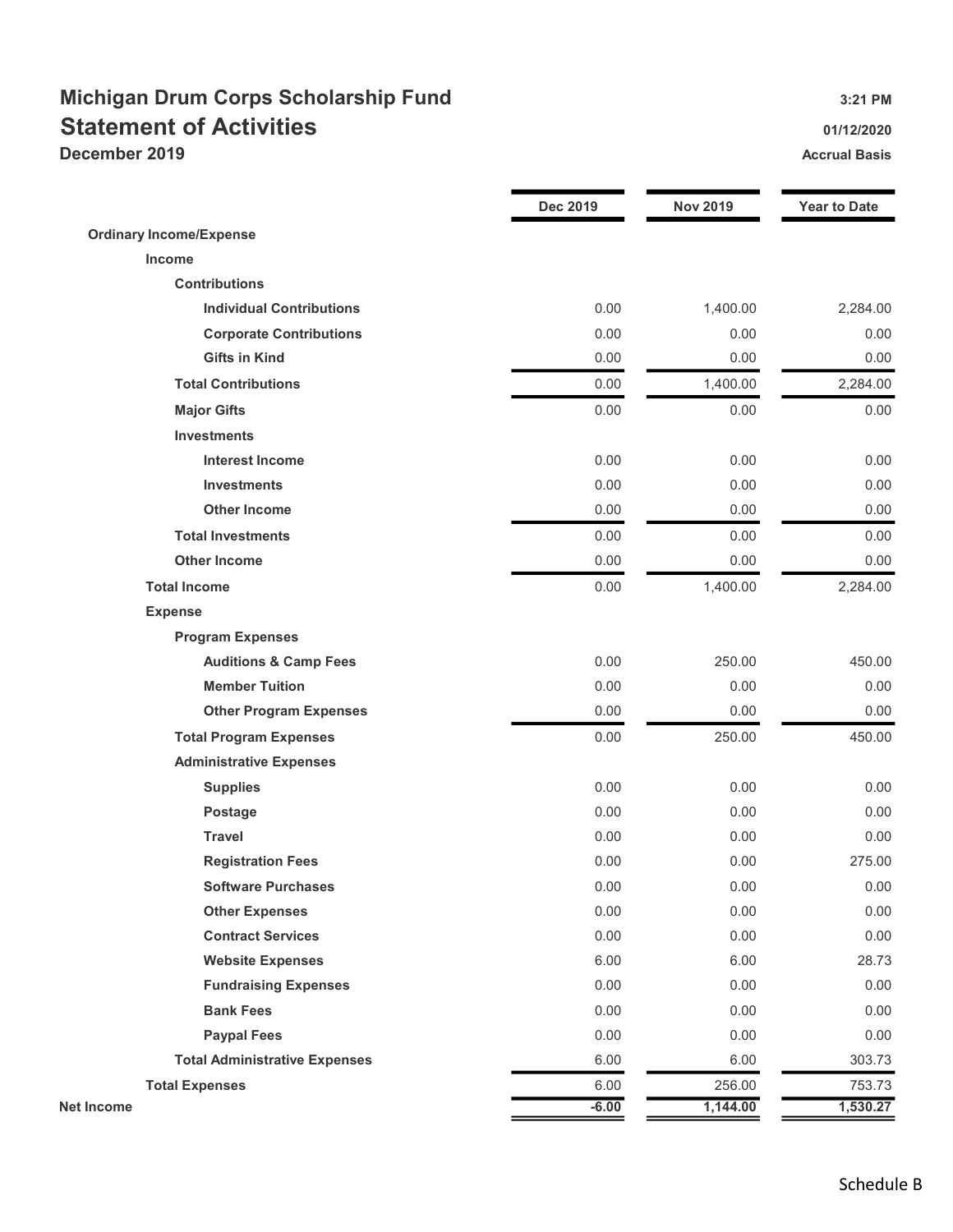# Michigan Drum Corps Scholarship Fund

## Statement of Activities

**December 2019**

3:21 PM
01/12/2020
Accrual Basis

| | Dec 2019 | Nov 2019 | Year to Date |
|---|---|---|---|
| **Ordinary Income/Expense** | | | |
| **Income** | | | |
| **Contributions** | | | |
| **Individual Contributions** | 0.00 | 1,400.00 | 2,284.00 |
| **Corporate Contributions** | 0.00 | 0.00 | 0.00 |
| **Gifts in Kind** | 0.00 | 0.00 | 0.00 |
| **Total Contributions** | 0.00 | 1,400.00 | 2,284.00 |
| **Major Gifts** | 0.00 | 0.00 | 0.00 |
| **Investments** | | | |
| **Interest Income** | 0.00 | 0.00 | 0.00 |
| **Investments** | 0.00 | 0.00 | 0.00 |
| **Other Income** | 0.00 | 0.00 | 0.00 |
| **Total Investments** | 0.00 | 0.00 | 0.00 |
| **Other Income** | 0.00 | 0.00 | 0.00 |
| **Total Income** | 0.00 | 1,400.00 | 2,284.00 |
| **Expense** | | | |
| **Program Expenses** | | | |
| **Auditions & Camp Fees** | 0.00 | 250.00 | 450.00 |
| **Member Tuition** | 0.00 | 0.00 | 0.00 |
| **Other Program Expenses** | 0.00 | 0.00 | 0.00 |
| **Total Program Expenses** | 0.00 | 250.00 | 450.00 |
| **Administrative Expenses** | | | |
| **Supplies** | 0.00 | 0.00 | 0.00 |
| **Postage** | 0.00 | 0.00 | 0.00 |
| **Travel** | 0.00 | 0.00 | 0.00 |
| **Registration Fees** | 0.00 | 0.00 | 275.00 |
| **Software Purchases** | 0.00 | 0.00 | 0.00 |
| **Other Expenses** | 0.00 | 0.00 | 0.00 |
| **Contract Services** | 0.00 | 0.00 | 0.00 |
| **Website Expenses** | 6.00 | 6.00 | 28.73 |
| **Fundraising Expenses** | 0.00 | 0.00 | 0.00 |
| **Bank Fees** | 0.00 | 0.00 | 0.00 |
| **Paypal Fees** | 0.00 | 0.00 | 0.00 |
| **Total Administrative Expenses** | 6.00 | 6.00 | 303.73 |
| **Total Expenses** | 6.00 | 256.00 | 753.73 |
| **Net Income** | **-6.00** | **1,144.00** | **1,530.27** |

Schedule B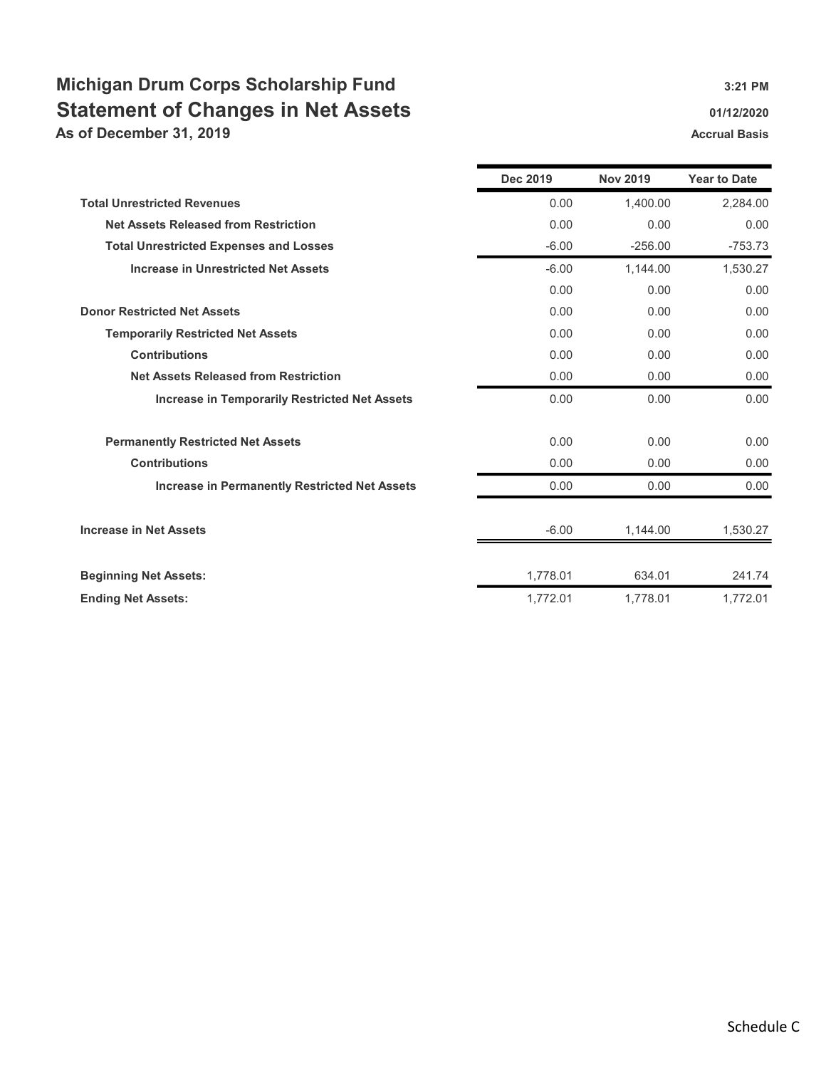# Michigan Drum Corps Scholarship Fund

## Statement of Changes in Net Assets

**As of December 31, 2019**

3:21 PM
01/12/2020
Accrual Basis

| | Dec 2019 | Nov 2019 | Year to Date |
|---|---|---|---|
| **Total Unrestricted Revenues** | 0.00 | 1,400.00 | 2,284.00 |
| **Net Assets Released from Restriction** | 0.00 | 0.00 | 0.00 |
| **Total Unrestricted Expenses and Losses** | -6.00 | -256.00 | -753.73 |
| **Increase in Unrestricted Net Assets** | -6.00 | 1,144.00 | 1,530.27 |
| | 0.00 | 0.00 | 0.00 |
| **Donor Restricted Net Assets** | 0.00 | 0.00 | 0.00 |
| **Temporarily Restricted Net Assets** | 0.00 | 0.00 | 0.00 |
| **Contributions** | 0.00 | 0.00 | 0.00 |
| **Net Assets Released from Restriction** | 0.00 | 0.00 | 0.00 |
| **Increase in Temporarily Restricted Net Assets** | 0.00 | 0.00 | 0.00 |
| **Permanently Restricted Net Assets** | 0.00 | 0.00 | 0.00 |
| **Contributions** | 0.00 | 0.00 | 0.00 |
| **Increase in Permanently Restricted Net Assets** | 0.00 | 0.00 | 0.00 |
| **Increase in Net Assets** | -6.00 | 1,144.00 | 1,530.27 |
| **Beginning Net Assets:** | 1,778.01 | 634.01 | 241.74 |
| **Ending Net Assets:** | 1,772.01 | 1,778.01 | 1,772.01 |

Schedule C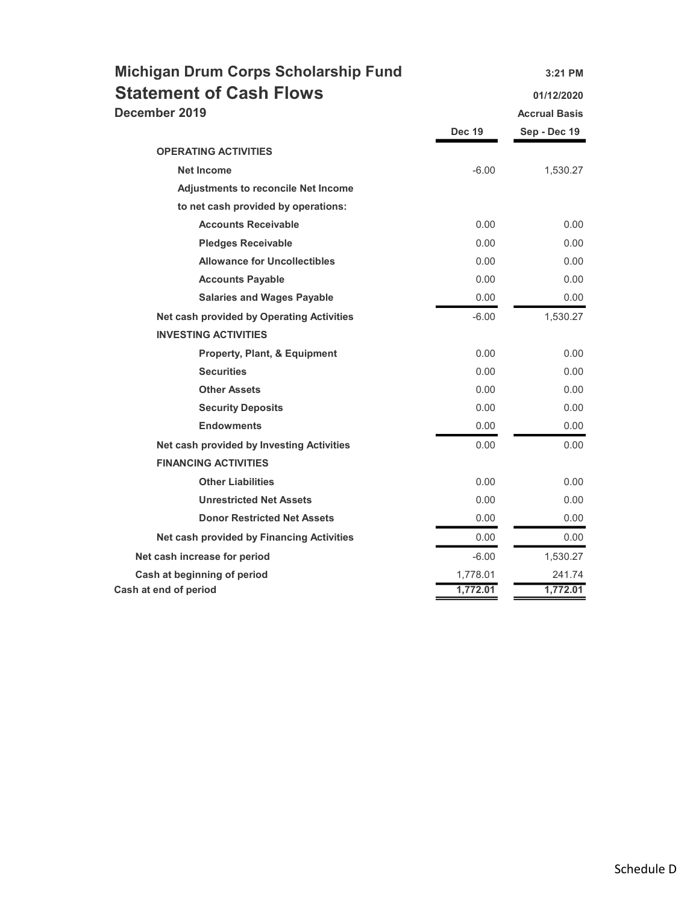# Michigan Drum Corps Scholarship Fund

## Statement of Cash Flows

**December 2019**

3:21 PM
01/12/2020
Accrual Basis

| | Dec 19 | Sep - Dec 19 |
|---|---|---|
| **OPERATING ACTIVITIES** | | |
| **Net Income** | -6.00 | 1,530.27 |
| **Adjustments to reconcile Net Income to net cash provided by operations:** | | |
| **Accounts Receivable** | 0.00 | 0.00 |
| **Pledges Receivable** | 0.00 | 0.00 |
| **Allowance for Uncollectibles** | 0.00 | 0.00 |
| **Accounts Payable** | 0.00 | 0.00 |
| **Salaries and Wages Payable** | 0.00 | 0.00 |
| **Net cash provided by Operating Activities** | -6.00 | 1,530.27 |
| **INVESTING ACTIVITIES** | | |
| **Property, Plant, & Equipment** | 0.00 | 0.00 |
| **Securities** | 0.00 | 0.00 |
| **Other Assets** | 0.00 | 0.00 |
| **Security Deposits** | 0.00 | 0.00 |
| **Endowments** | 0.00 | 0.00 |
| **Net cash provided by Investing Activities** | 0.00 | 0.00 |
| **FINANCING ACTIVITIES** | | |
| **Other Liabilities** | 0.00 | 0.00 |
| **Unrestricted Net Assets** | 0.00 | 0.00 |
| **Donor Restricted Net Assets** | 0.00 | 0.00 |
| **Net cash provided by Financing Activities** | 0.00 | 0.00 |
| **Net cash increase for period** | -6.00 | 1,530.27 |
| **Cash at beginning of period** | 1,778.01 | 241.74 |
| **Cash at end of period** | **1,772.01** | **1,772.01** |

Schedule D